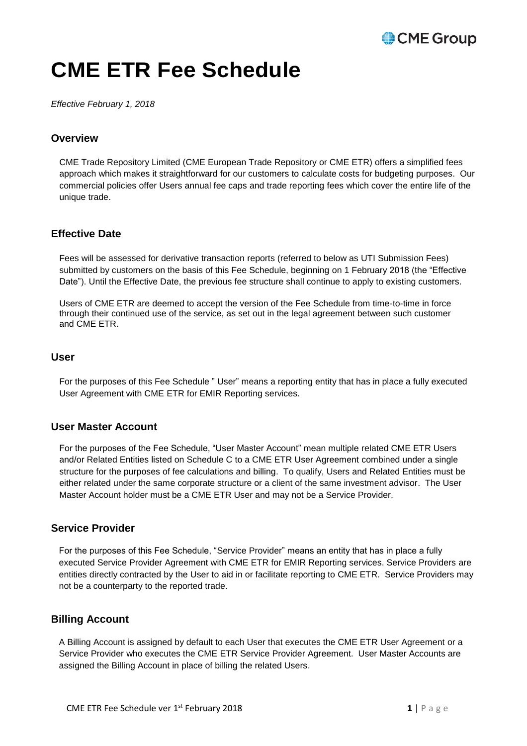# CME ETR Fee Schedule

*Effective February 1, 2018*

## Overview

CME Trade Repository Limited (CME European Trade Repository or CME ETR) offers a simplified fees approach which makes it straightforward for our customers to calculate costs for budgeting purposes. Our commercial policies offer Users annual fee caps and trade reporting fees which cover the entire life of the unique trade.

## Effective Date

Fees will be assessed for derivative transaction reports (referred to below as UTI Submission Fees) submitted by customers on the basis of this Fee Schedule, beginning on 1 February 2018 (the "Effective Date"). Until the Effective Date, the previous fee structure shall continue to apply to existing customers.

Users of CME ETR are deemed to accept the version of the Fee Schedule from time-to-time in force through their continued use of the service, as set out in the legal agreement between such customer and CME ETR.

## User

For the purposes of this Fee Schedule " User" means a reporting entity that has in place a fully executed User Agreement with CME ETR for EMIR Reporting services.

## User Master Account

For the purposes of the Fee Schedule, "User Master Account" mean multiple related CME ETR Users and/or Related Entities listed on Schedule C to a CME ETR User Agreement combined under a single structure for the purposes of fee calculations and billing. To qualify, Users and Related Entities must be either related under the same corporate structure or a client of the same investment advisor. The User Master Account holder must be a CME ETR User and may not be a Service Provider.

## Service Provider

For the purposes of this Fee Schedule, "Service Provider" means an entity that has in place a fully executed Service Provider Agreement with CME ETR for EMIR Reporting services. Service Providers are entities directly contracted by the User to aid in or facilitate reporting to CME ETR. Service Providers may not be a counterparty to the reported trade.

## Billing Account

A Billing Account is assigned by default to each User that executes the CME ETR User Agreement or a Service Provider who executes the CME ETR Service Provider Agreement. User Master Accounts are assigned the Billing Account in place of billing the related Users.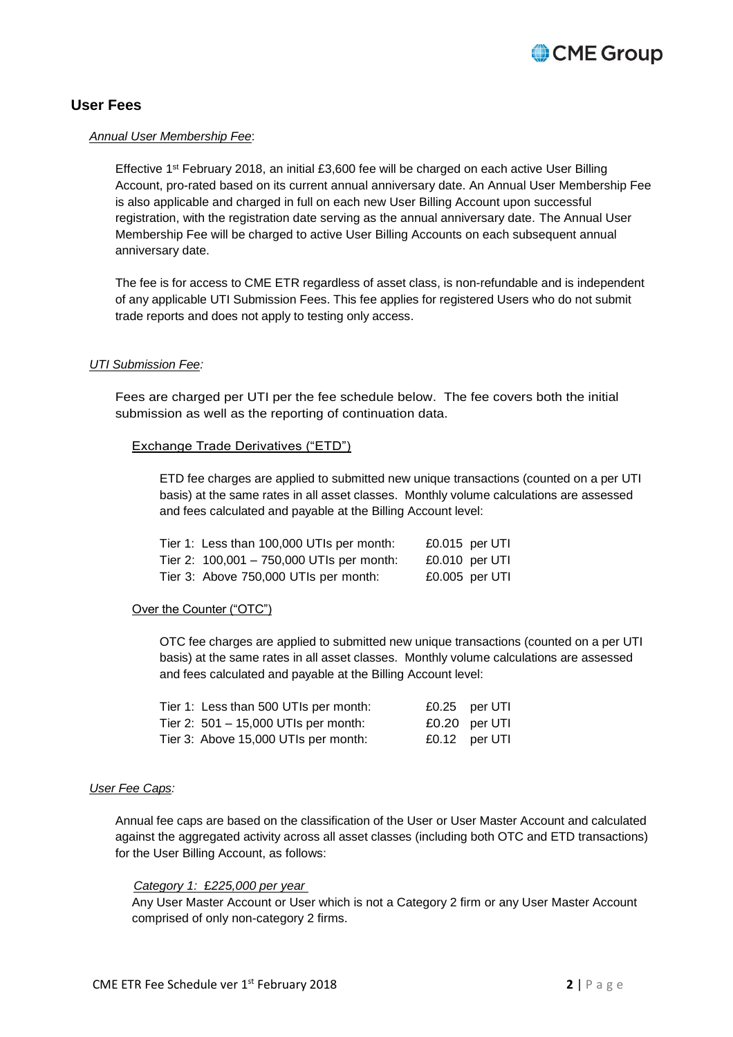## User Fees

*Annual User Membership Fee*:

Effective 1st February 2018, an initial £3,600 fee will be charged on each active User Billing Account, pro-rated based on its current annual anniversary date. An Annual User Membership Fee is also applicable and charged in full on each new User Billing Account upon successful registration, with the registration date serving as the annual anniversary date. The Annual User Membership Fee will be charged to active User Billing Accounts on each subsequent annual anniversary date.

The fee is for access to CME ETR regardless of asset class, is non-refundable and is independent of any applicable UTI Submission Fees. This fee applies for registered Users who do not submit trade reports and does not apply to testing only access.

*UTI Submission Fee:*

Fees are charged per UTI per the fee schedule below. The fee covers both the initial submission as well as the reporting of continuation data.

Exchange Trade Derivatives ("ETD")

ETD fee charges are applied to submitted new unique transactions (counted on a per UTI basis) at the same rates in all asset classes. Monthly volume calculations are assessed and fees calculated and payable at the Billing Account level:

| Tier | Fee |
|---|---|
| Tier 1: Less than 100,000 UTIs per month: | £0.015 per UTI |
| Tier 2: 100,001 – 750,000 UTIs per month: | £0.010 per UTI |
| Tier 3: Above 750,000 UTIs per month: | £0.005 per UTI |

Over the Counter ("OTC")

OTC fee charges are applied to submitted new unique transactions (counted on a per UTI basis) at the same rates in all asset classes. Monthly volume calculations are assessed and fees calculated and payable at the Billing Account level:

| Tier | Fee |
|---|---|
| Tier 1: Less than 500 UTIs per month: | £0.25 per UTI |
| Tier 2: 501 – 15,000 UTIs per month: | £0.20 per UTI |
| Tier 3: Above 15,000 UTIs per month: | £0.12 per UTI |

*User Fee Caps:*

Annual fee caps are based on the classification of the User or User Master Account and calculated against the aggregated activity across all asset classes (including both OTC and ETD transactions) for the User Billing Account, as follows:

*Category 1: £225,000 per year*

Any User Master Account or User which is not a Category 2 firm or any User Master Account comprised of only non-category 2 firms.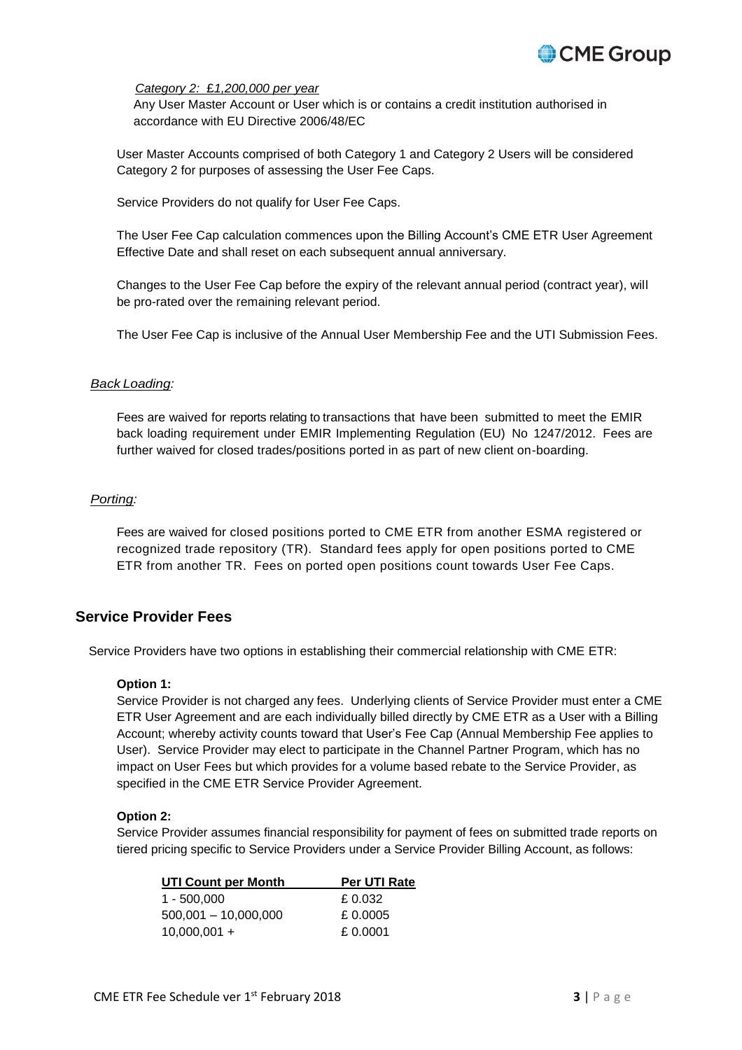*Category 2: £1,200,000 per year*

Any User Master Account or User which is or contains a credit institution authorised in accordance with EU Directive 2006/48/EC

User Master Accounts comprised of both Category 1 and Category 2 Users will be considered Category 2 for purposes of assessing the User Fee Caps.

Service Providers do not qualify for User Fee Caps.

The User Fee Cap calculation commences upon the Billing Account's CME ETR User Agreement Effective Date and shall reset on each subsequent annual anniversary.

Changes to the User Fee Cap before the expiry of the relevant annual period (contract year), will be pro-rated over the remaining relevant period.

The User Fee Cap is inclusive of the Annual User Membership Fee and the UTI Submission Fees.

*Back Loading:*

Fees are waived for reports relating to transactions that have been submitted to meet the EMIR back loading requirement under EMIR Implementing Regulation (EU) No 1247/2012. Fees are further waived for closed trades/positions ported in as part of new client on-boarding.

*Porting:*

Fees are waived for closed positions ported to CME ETR from another ESMA registered or recognized trade repository (TR). Standard fees apply for open positions ported to CME ETR from another TR. Fees on ported open positions count towards User Fee Caps.

## Service Provider Fees

Service Providers have two options in establishing their commercial relationship with CME ETR:

**Option 1:**

Service Provider is not charged any fees. Underlying clients of Service Provider must enter a CME ETR User Agreement and are each individually billed directly by CME ETR as a User with a Billing Account; whereby activity counts toward that User's Fee Cap (Annual Membership Fee applies to User). Service Provider may elect to participate in the Channel Partner Program, which has no impact on User Fees but which provides for a volume based rebate to the Service Provider, as specified in the CME ETR Service Provider Agreement.

**Option 2:**

Service Provider assumes financial responsibility for payment of fees on submitted trade reports on tiered pricing specific to Service Providers under a Service Provider Billing Account, as follows:

| UTI Count per Month | Per UTI Rate |
|---|---|
| 1 - 500,000 | £ 0.032 |
| 500,001 – 10,000,000 | £ 0.0005 |
| 10,000,001 + | £ 0.0001 |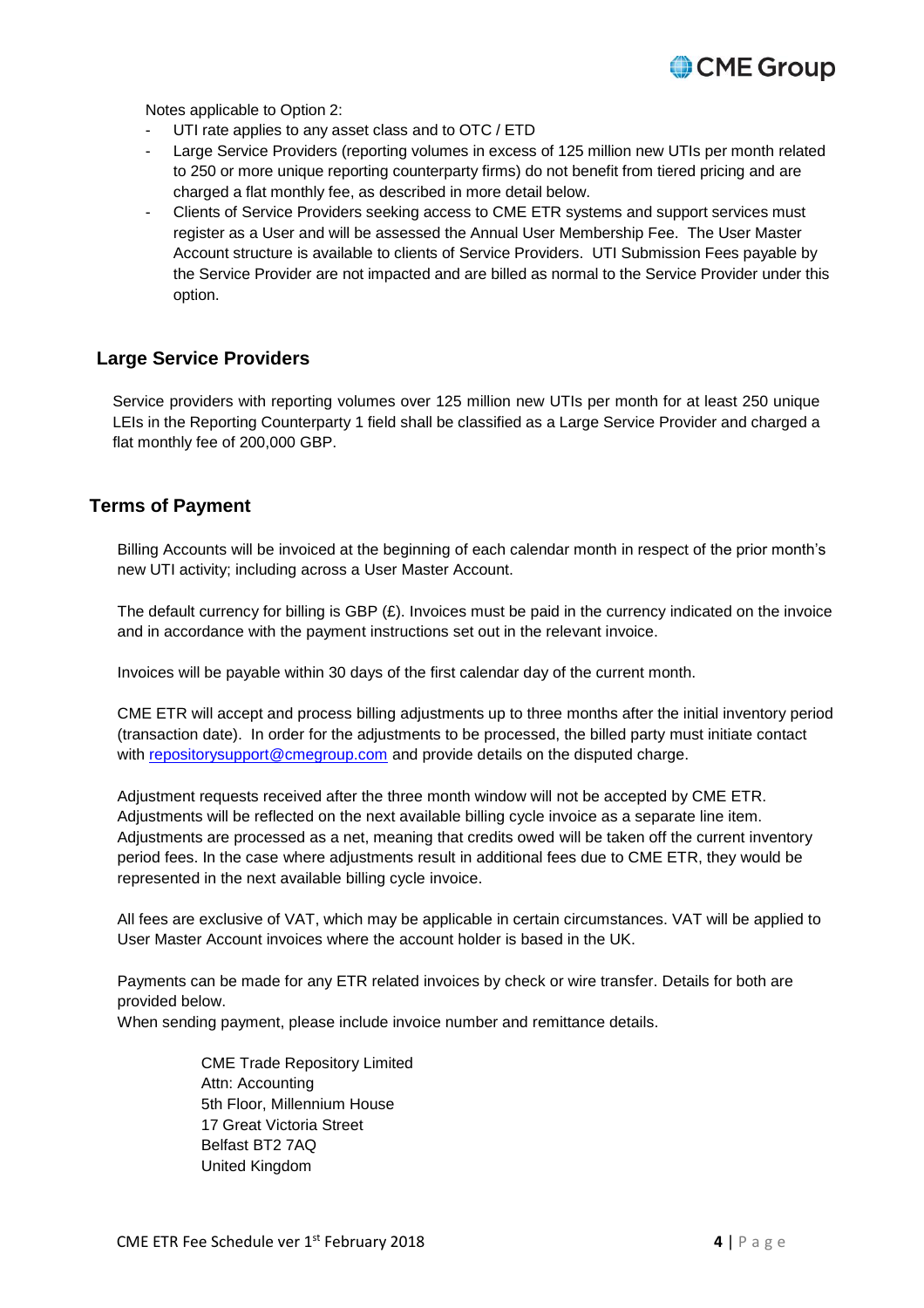Notes applicable to Option 2:

- UTI rate applies to any asset class and to OTC / ETD
- Large Service Providers (reporting volumes in excess of 125 million new UTIs per month related to 250 or more unique reporting counterparty firms) do not benefit from tiered pricing and are charged a flat monthly fee, as described in more detail below.
- Clients of Service Providers seeking access to CME ETR systems and support services must register as a User and will be assessed the Annual User Membership Fee. The User Master Account structure is available to clients of Service Providers. UTI Submission Fees payable by the Service Provider are not impacted and are billed as normal to the Service Provider under this option.

## Large Service Providers

Service providers with reporting volumes over 125 million new UTIs per month for at least 250 unique LEIs in the Reporting Counterparty 1 field shall be classified as a Large Service Provider and charged a flat monthly fee of 200,000 GBP.

## Terms of Payment

Billing Accounts will be invoiced at the beginning of each calendar month in respect of the prior month's new UTI activity; including across a User Master Account.

The default currency for billing is GBP (£). Invoices must be paid in the currency indicated on the invoice and in accordance with the payment instructions set out in the relevant invoice.

Invoices will be payable within 30 days of the first calendar day of the current month.

CME ETR will accept and process billing adjustments up to three months after the initial inventory period (transaction date). In order for the adjustments to be processed, the billed party must initiate contact with repositorysupport@cmegroup.com and provide details on the disputed charge.

Adjustment requests received after the three month window will not be accepted by CME ETR. Adjustments will be reflected on the next available billing cycle invoice as a separate line item. Adjustments are processed as a net, meaning that credits owed will be taken off the current inventory period fees. In the case where adjustments result in additional fees due to CME ETR, they would be represented in the next available billing cycle invoice.

All fees are exclusive of VAT, which may be applicable in certain circumstances. VAT will be applied to User Master Account invoices where the account holder is based in the UK.

Payments can be made for any ETR related invoices by check or wire transfer. Details for both are provided below.
When sending payment, please include invoice number and remittance details.

CME Trade Repository Limited
Attn: Accounting
5th Floor, Millennium House
17 Great Victoria Street
Belfast BT2 7AQ
United Kingdom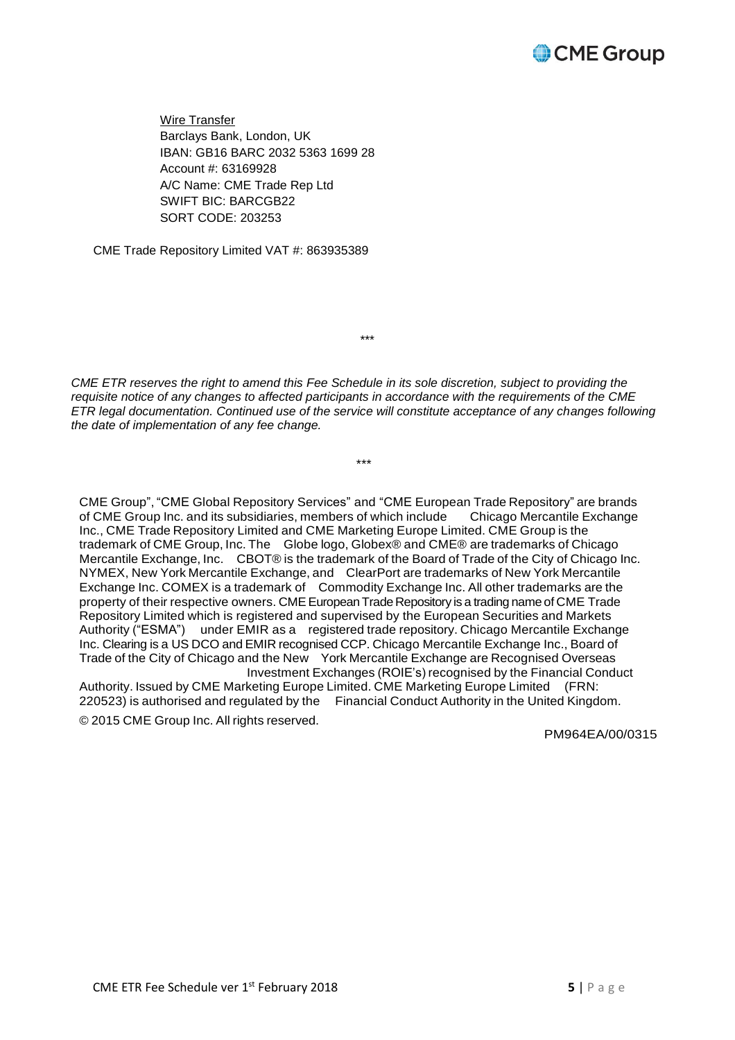Wire Transfer
Barclays Bank, London, UK
IBAN: GB16 BARC 2032 5363 1699 28
Account #: 63169928
A/C Name: CME Trade Rep Ltd
SWIFT BIC: BARCGB22
SORT CODE: 203253

CME Trade Repository Limited VAT #: 863935389

***

*CME ETR reserves the right to amend this Fee Schedule in its sole discretion, subject to providing the requisite notice of any changes to affected participants in accordance with the requirements of the CME ETR legal documentation. Continued use of the service will constitute acceptance of any changes following the date of implementation of any fee change.*

***

CME Group", "CME Global Repository Services" and "CME European Trade Repository" are brands of CME Group Inc. and its subsidiaries, members of which include Chicago Mercantile Exchange Inc., CME Trade Repository Limited and CME Marketing Europe Limited. CME Group is the trademark of CME Group, Inc. The Globe logo, Globex® and CME® are trademarks of Chicago Mercantile Exchange, Inc. CBOT® is the trademark of the Board of Trade of the City of Chicago Inc. NYMEX, New York Mercantile Exchange, and ClearPort are trademarks of New York Mercantile Exchange Inc. COMEX is a trademark of Commodity Exchange Inc. All other trademarks are the property of their respective owners. CME European Trade Repository is a trading name of CME Trade Repository Limited which is registered and supervised by the European Securities and Markets Authority ("ESMA") under EMIR as a registered trade repository. Chicago Mercantile Exchange Inc. Clearing is a US DCO and EMIR recognised CCP. Chicago Mercantile Exchange Inc., Board of Trade of the City of Chicago and the New York Mercantile Exchange are Recognised Overseas Investment Exchanges (ROIE's) recognised by the Financial Conduct Authority. Issued by CME Marketing Europe Limited. CME Marketing Europe Limited (FRN: 220523) is authorised and regulated by the Financial Conduct Authority in the United Kingdom.

© 2015 CME Group Inc. All rights reserved.

PM964EA/00/0315